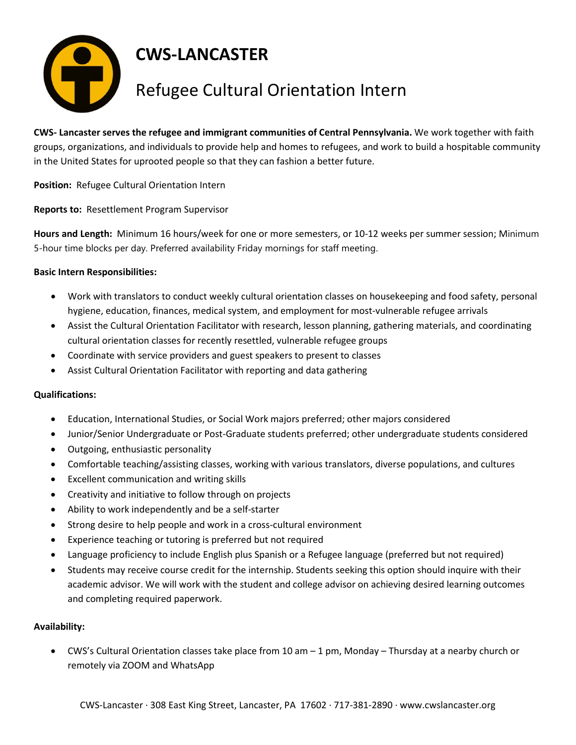# CWS-LANCASTER

## Refugee Cultural Orientation Intern

**CWS- Lancaster serves the refugee and immigrant communities of Central Pennsylvania.** We work together with faith groups, organizations, and individuals to provide help and homes to refugees, and work to build a hospitable community in the United States for uprooted people so that they can fashion a better future.

**Position:** Refugee Cultural Orientation Intern

**Reports to:** Resettlement Program Supervisor

**Hours and Length:** Minimum 16 hours/week for one or more semesters, or 10-12 weeks per summer session; Minimum 5-hour time blocks per day. Preferred availability Friday mornings for staff meeting.

**Basic Intern Responsibilities:**

- Work with translators to conduct weekly cultural orientation classes on housekeeping and food safety, personal hygiene, education, finances, medical system, and employment for most-vulnerable refugee arrivals
- Assist the Cultural Orientation Facilitator with research, lesson planning, gathering materials, and coordinating cultural orientation classes for recently resettled, vulnerable refugee groups
- Coordinate with service providers and guest speakers to present to classes
- Assist Cultural Orientation Facilitator with reporting and data gathering

**Qualifications:**

- Education, International Studies, or Social Work majors preferred; other majors considered
- Junior/Senior Undergraduate or Post-Graduate students preferred; other undergraduate students considered
- Outgoing, enthusiastic personality
- Comfortable teaching/assisting classes, working with various translators, diverse populations, and cultures
- Excellent communication and writing skills
- Creativity and initiative to follow through on projects
- Ability to work independently and be a self-starter
- Strong desire to help people and work in a cross-cultural environment
- Experience teaching or tutoring is preferred but not required
- Language proficiency to include English plus Spanish or a Refugee language (preferred but not required)
- Students may receive course credit for the internship. Students seeking this option should inquire with their academic advisor. We will work with the student and college advisor on achieving desired learning outcomes and completing required paperwork.

**Availability:**

- CWS's Cultural Orientation classes take place from 10 am – 1 pm, Monday – Thursday at a nearby church or remotely via ZOOM and WhatsApp

CWS-Lancaster · 308 East King Street, Lancaster, PA 17602 · 717-381-2890 · www.cwslancaster.org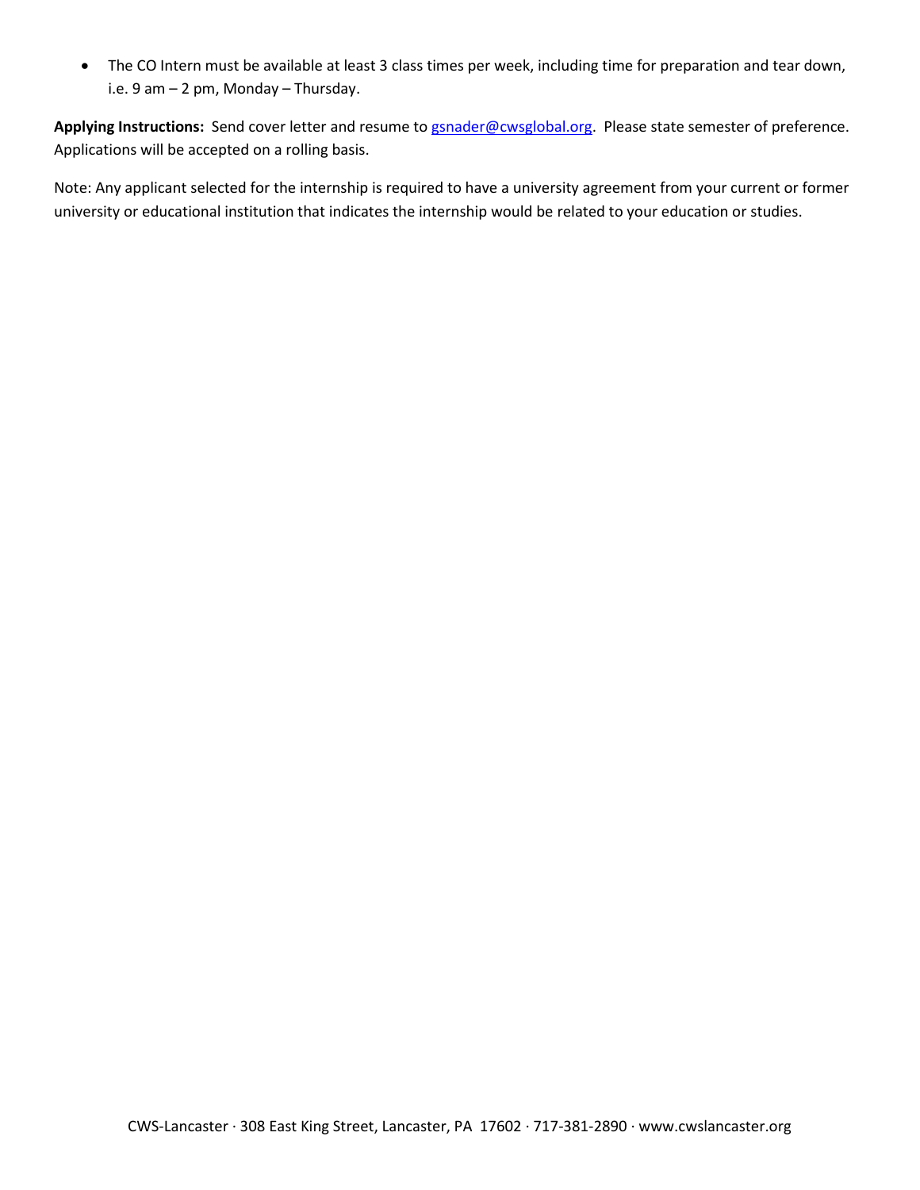- The CO Intern must be available at least 3 class times per week, including time for preparation and tear down, i.e. 9 am – 2 pm, Monday – Thursday.

**Applying Instructions:** Send cover letter and resume to gsnader@cwsglobal.org. Please state semester of preference. Applications will be accepted on a rolling basis.

Note: Any applicant selected for the internship is required to have a university agreement from your current or former university or educational institution that indicates the internship would be related to your education or studies.